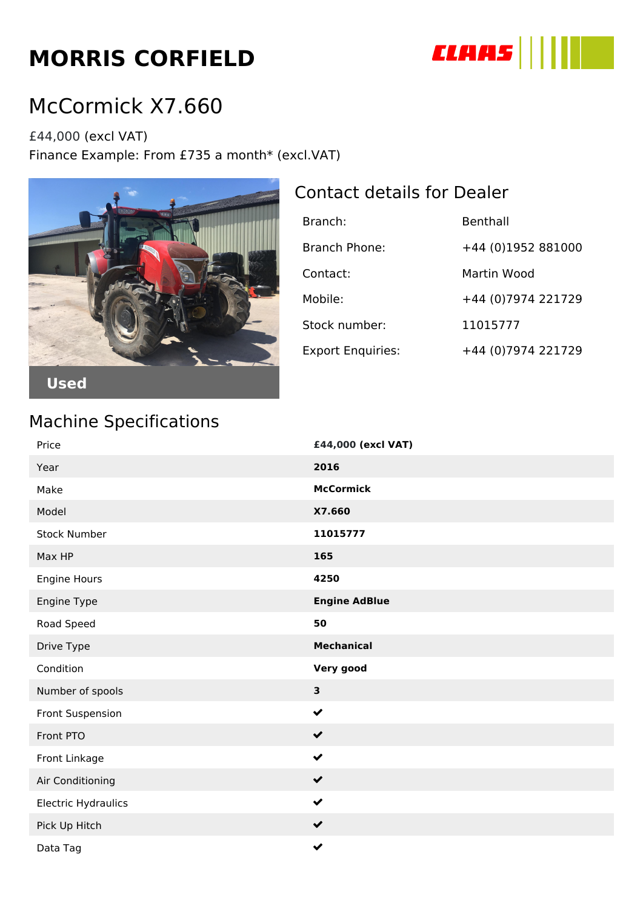# MORRIS CORFIELD

## McCormick X7.660

£44,000 (excl VAT)
Finance Example: From £735 a month* (excl.VAT)

Used

### Contact details for Dealer

| | |
|---|---|
| Branch: | Benthall |
| Branch Phone: | +44 (0)1952 881000 |
| Contact: | Martin Wood |
| Mobile: | +44 (0)7974 221729 |
| Stock number: | 11015777 |
| Export Enquiries: | +44 (0)7974 221729 |

## Machine Specifications

| | |
|---|---|
| Price | **£44,000 (excl VAT)** |
| Year | **2016** |
| Make | **McCormick** |
| Model | **X7.660** |
| Stock Number | **11015777** |
| Max HP | **165** |
| Engine Hours | **4250** |
| Engine Type | **Engine AdBlue** |
| Road Speed | **50** |
| Drive Type | **Mechanical** |
| Condition | **Very good** |
| Number of spools | **3** |
| Front Suspension | ✔ |
| Front PTO | ✔ |
| Front Linkage | ✔ |
| Air Conditioning | ✔ |
| Electric Hydraulics | ✔ |
| Pick Up Hitch | ✔ |
| Data Tag | ✔ |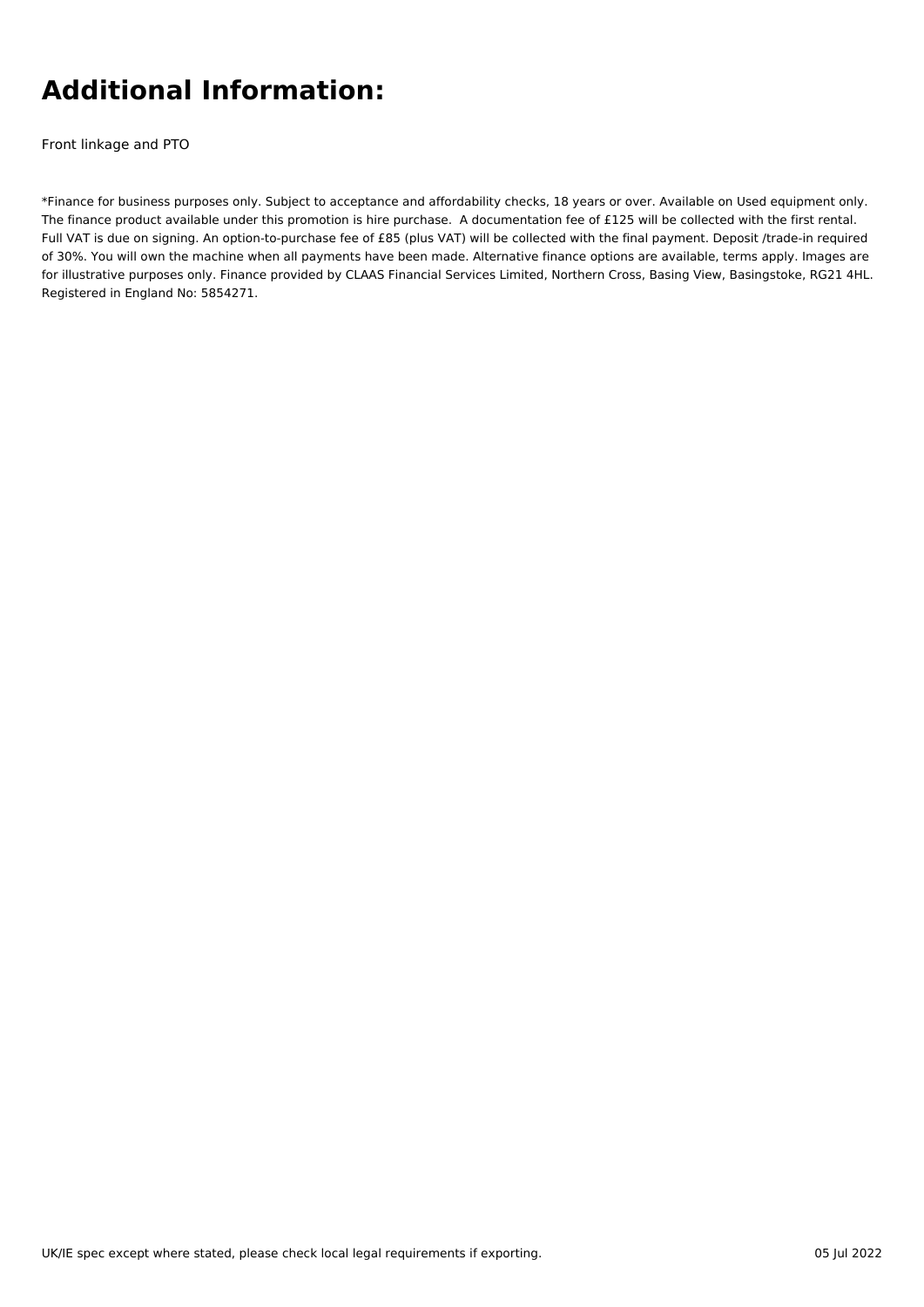# Additional Information:

Front linkage and PTO

*Finance for business purposes only. Subject to acceptance and affordability checks, 18 years or over. Available on Used equipment only. The finance product available under this promotion is hire purchase. A documentation fee of £125 will be collected with the first rental. Full VAT is due on signing. An option-to-purchase fee of £85 (plus VAT) will be collected with the final payment. Deposit /trade-in required of 30%. You will own the machine when all payments have been made. Alternative finance options are available, terms apply. Images are for illustrative purposes only. Finance provided by CLAAS Financial Services Limited, Northern Cross, Basing View, Basingstoke, RG21 4HL. Registered in England No: 5854271.

UK/IE spec except where stated, please check local legal requirements if exporting.

05 Jul 2022